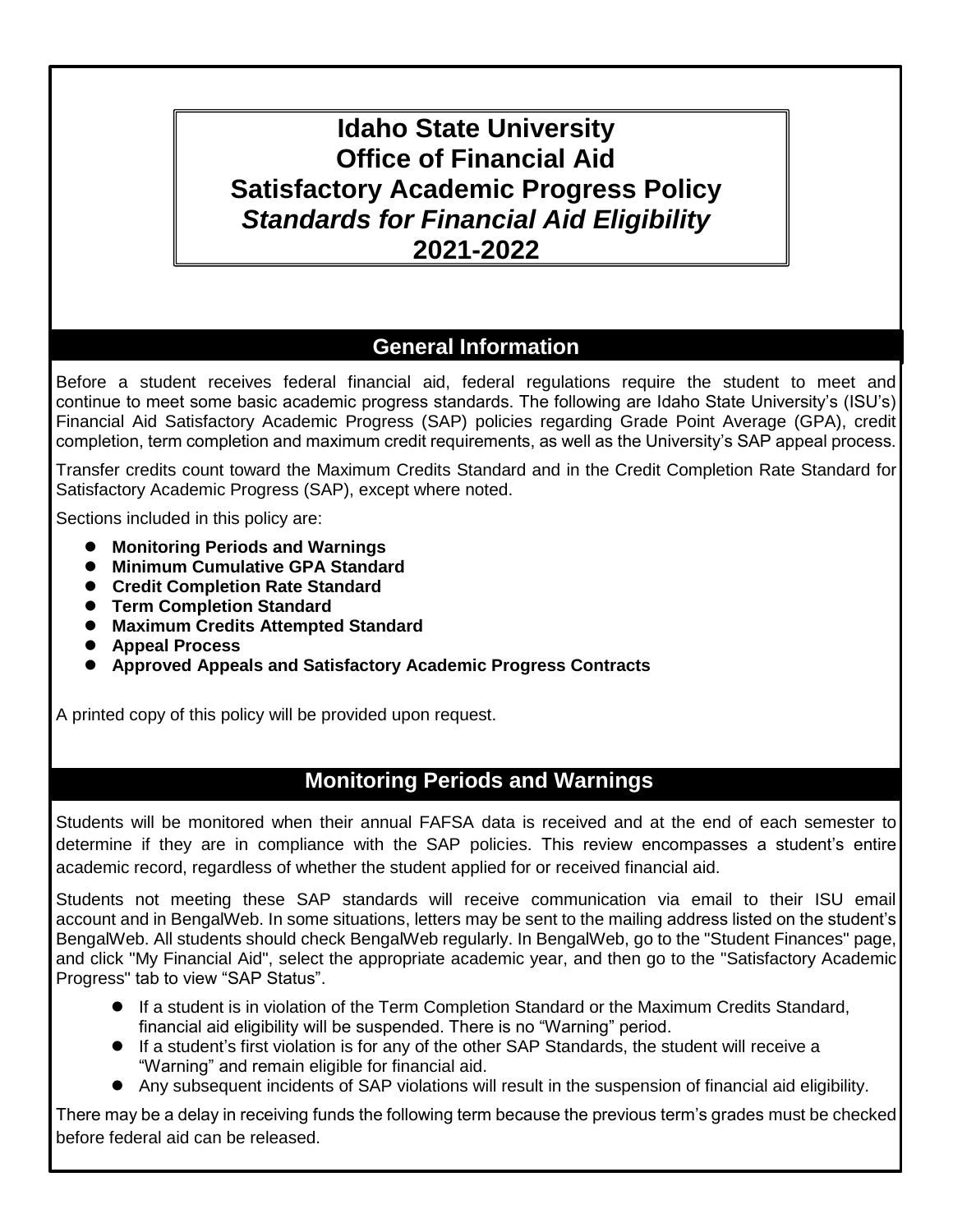# Idaho State University
# Office of Financial Aid
# Satisfactory Academic Progress Policy
# *Standards for Financial Aid Eligibility*
# 2021-2022

## General Information

Before a student receives federal financial aid, federal regulations require the student to meet and continue to meet some basic academic progress standards. The following are Idaho State University's (ISU's) Financial Aid Satisfactory Academic Progress (SAP) policies regarding Grade Point Average (GPA), credit completion, term completion and maximum credit requirements, as well as the University's SAP appeal process.

Transfer credits count toward the Maximum Credits Standard and in the Credit Completion Rate Standard for Satisfactory Academic Progress (SAP), except where noted.

Sections included in this policy are:

- **Monitoring Periods and Warnings**
- **Minimum Cumulative GPA Standard**
- **Credit Completion Rate Standard**
- **Term Completion Standard**
- **Maximum Credits Attempted Standard**
- **Appeal Process**
- **Approved Appeals and Satisfactory Academic Progress Contracts**

A printed copy of this policy will be provided upon request.

## Monitoring Periods and Warnings

Students will be monitored when their annual FAFSA data is received and at the end of each semester to determine if they are in compliance with the SAP policies. This review encompasses a student's entire academic record, regardless of whether the student applied for or received financial aid.

Students not meeting these SAP standards will receive communication via email to their ISU email account and in BengalWeb. In some situations, letters may be sent to the mailing address listed on the student's BengalWeb. All students should check BengalWeb regularly. In BengalWeb, go to the "Student Finances" page, and click "My Financial Aid", select the appropriate academic year, and then go to the "Satisfactory Academic Progress" tab to view "SAP Status".

- If a student is in violation of the Term Completion Standard or the Maximum Credits Standard, financial aid eligibility will be suspended. There is no "Warning" period.
- If a student's first violation is for any of the other SAP Standards, the student will receive a "Warning" and remain eligible for financial aid.
- Any subsequent incidents of SAP violations will result in the suspension of financial aid eligibility.

There may be a delay in receiving funds the following term because the previous term's grades must be checked before federal aid can be released.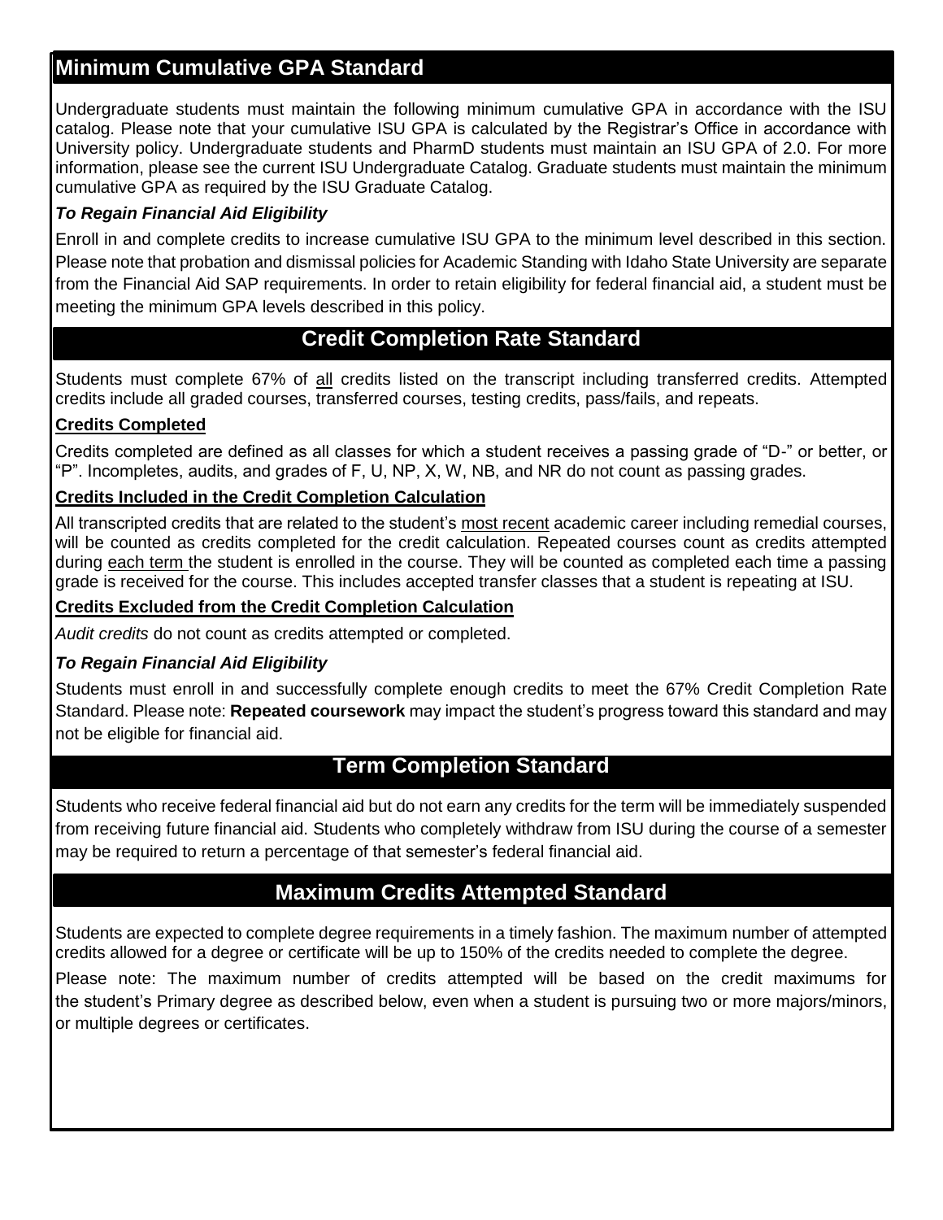## Minimum Cumulative GPA Standard

Undergraduate students must maintain the following minimum cumulative GPA in accordance with the ISU catalog. Please note that your cumulative ISU GPA is calculated by the Registrar's Office in accordance with University policy. Undergraduate students and PharmD students must maintain an ISU GPA of 2.0. For more information, please see the current ISU Undergraduate Catalog. Graduate students must maintain the minimum cumulative GPA as required by the ISU Graduate Catalog.

### *To Regain Financial Aid Eligibility*

Enroll in and complete credits to increase cumulative ISU GPA to the minimum level described in this section. Please note that probation and dismissal policies for Academic Standing with Idaho State University are separate from the Financial Aid SAP requirements. In order to retain eligibility for federal financial aid, a student must be meeting the minimum GPA levels described in this policy.

## Credit Completion Rate Standard

Students must complete 67% of all credits listed on the transcript including transferred credits. Attempted credits include all graded courses, transferred courses, testing credits, pass/fails, and repeats.

### Credits Completed

Credits completed are defined as all classes for which a student receives a passing grade of "D-" or better, or "P". Incompletes, audits, and grades of F, U, NP, X, W, NB, and NR do not count as passing grades.

### Credits Included in the Credit Completion Calculation

All transcripted credits that are related to the student's most recent academic career including remedial courses, will be counted as credits completed for the credit calculation. Repeated courses count as credits attempted during each term the student is enrolled in the course. They will be counted as completed each time a passing grade is received for the course. This includes accepted transfer classes that a student is repeating at ISU.

### Credits Excluded from the Credit Completion Calculation

*Audit credits* do not count as credits attempted or completed.

### *To Regain Financial Aid Eligibility*

Students must enroll in and successfully complete enough credits to meet the 67% Credit Completion Rate Standard. Please note: **Repeated coursework** may impact the student's progress toward this standard and may not be eligible for financial aid.

## Term Completion Standard

Students who receive federal financial aid but do not earn any credits for the term will be immediately suspended from receiving future financial aid. Students who completely withdraw from ISU during the course of a semester may be required to return a percentage of that semester's federal financial aid.

## Maximum Credits Attempted Standard

Students are expected to complete degree requirements in a timely fashion. The maximum number of attempted credits allowed for a degree or certificate will be up to 150% of the credits needed to complete the degree.

Please note: The maximum number of credits attempted will be based on the credit maximums for the student's Primary degree as described below, even when a student is pursuing two or more majors/minors, or multiple degrees or certificates.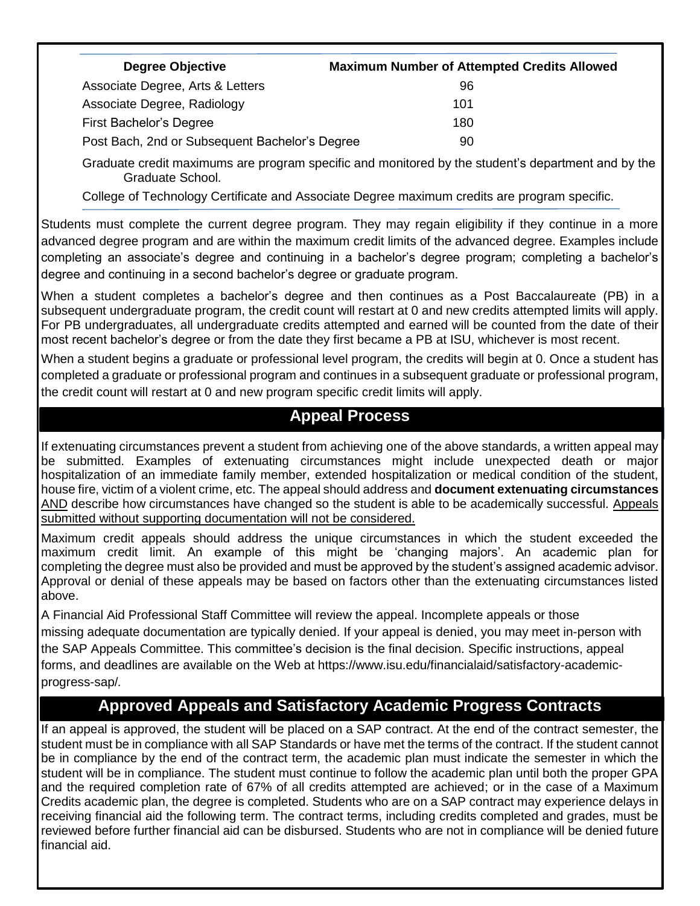| Degree Objective | Maximum Number of Attempted Credits Allowed |
| --- | --- |
| Associate Degree, Arts & Letters | 96 |
| Associate Degree, Radiology | 101 |
| First Bachelor's Degree | 180 |
| Post Bach, 2nd or Subsequent Bachelor's Degree | 90 |

Graduate credit maximums are program specific and monitored by the student's department and by the Graduate School.

College of Technology Certificate and Associate Degree maximum credits are program specific.

Students must complete the current degree program. They may regain eligibility if they continue in a more advanced degree program and are within the maximum credit limits of the advanced degree. Examples include completing an associate's degree and continuing in a bachelor's degree program; completing a bachelor's degree and continuing in a second bachelor's degree or graduate program.

When a student completes a bachelor's degree and then continues as a Post Baccalaureate (PB) in a subsequent undergraduate program, the credit count will restart at 0 and new credits attempted limits will apply. For PB undergraduates, all undergraduate credits attempted and earned will be counted from the date of their most recent bachelor's degree or from the date they first became a PB at ISU, whichever is most recent.

When a student begins a graduate or professional level program, the credits will begin at 0. Once a student has completed a graduate or professional program and continues in a subsequent graduate or professional program, the credit count will restart at 0 and new program specific credit limits will apply.

## Appeal Process

If extenuating circumstances prevent a student from achieving one of the above standards, a written appeal may be submitted. Examples of extenuating circumstances might include unexpected death or major hospitalization of an immediate family member, extended hospitalization or medical condition of the student, house fire, victim of a violent crime, etc. The appeal should address and **document extenuating circumstances** AND describe how circumstances have changed so the student is able to be academically successful. Appeals submitted without supporting documentation will not be considered.

Maximum credit appeals should address the unique circumstances in which the student exceeded the maximum credit limit. An example of this might be 'changing majors'. An academic plan for completing the degree must also be provided and must be approved by the student's assigned academic advisor. Approval or denial of these appeals may be based on factors other than the extenuating circumstances listed above.

A Financial Aid Professional Staff Committee will review the appeal. Incomplete appeals or those missing adequate documentation are typically denied. If your appeal is denied, you may meet in-person with the SAP Appeals Committee. This committee's decision is the final decision. Specific instructions, appeal forms, and deadlines are available on the Web at https://www.isu.edu/financialaid/satisfactory-academic-progress-sap/.

## Approved Appeals and Satisfactory Academic Progress Contracts

If an appeal is approved, the student will be placed on a SAP contract. At the end of the contract semester, the student must be in compliance with all SAP Standards or have met the terms of the contract. If the student cannot be in compliance by the end of the contract term, the academic plan must indicate the semester in which the student will be in compliance. The student must continue to follow the academic plan until both the proper GPA and the required completion rate of 67% of all credits attempted are achieved; or in the case of a Maximum Credits academic plan, the degree is completed. Students who are on a SAP contract may experience delays in receiving financial aid the following term. The contract terms, including credits completed and grades, must be reviewed before further financial aid can be disbursed. Students who are not in compliance will be denied future financial aid.